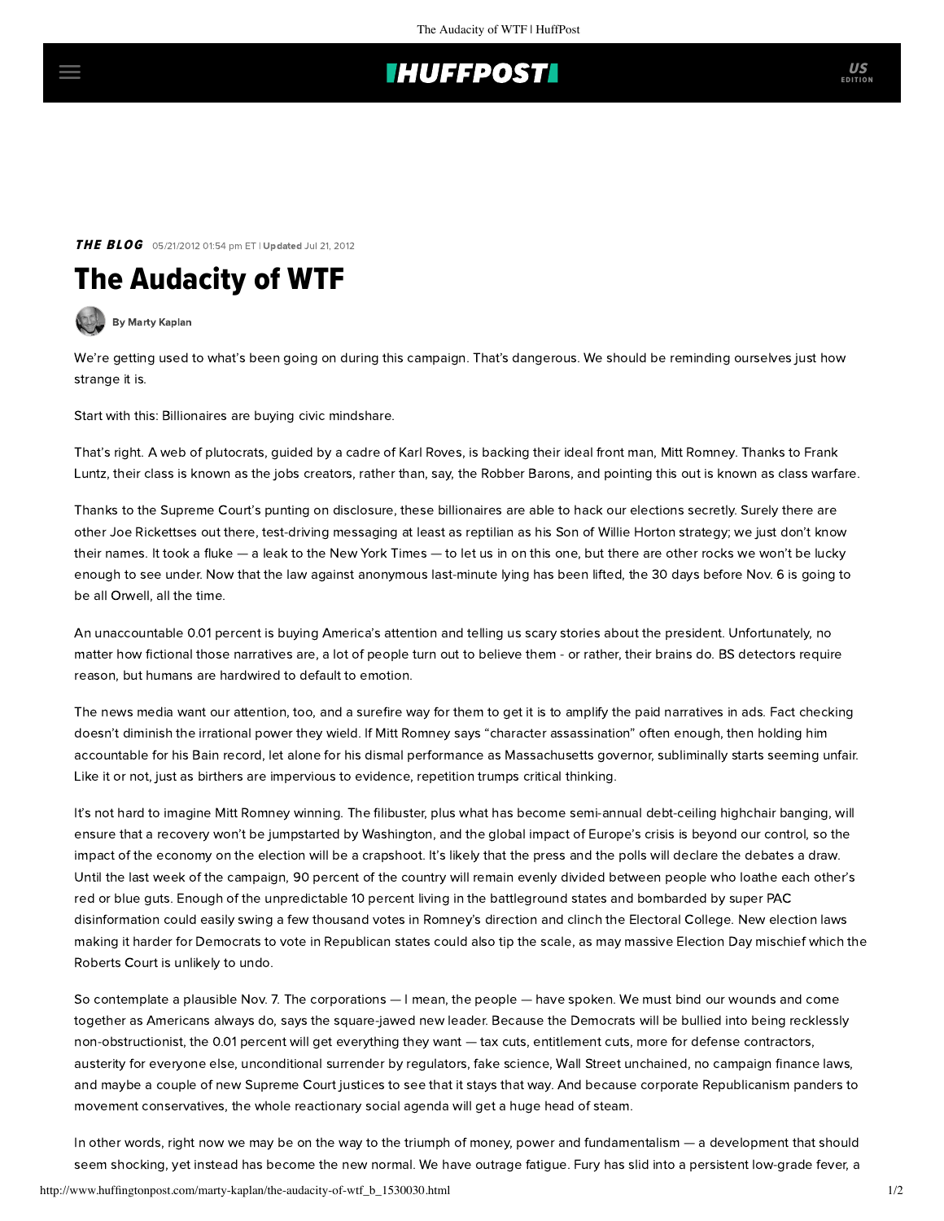**THE BLOG** 05/21/2012 01:54 pm ET | **Updated** Jul 21, 2012

# The Audacity of WTF

By Marty Kaplan

We're getting used to what's been going on during this campaign. That's dangerous. We should be reminding ourselves just how strange it is.

Start with this: Billionaires are buying civic mindshare.

That's right. A web of plutocrats, guided by a cadre of Karl Roves, is backing their ideal front man, Mitt Romney. Thanks to Frank Luntz, their class is known as the jobs creators, rather than, say, the Robber Barons, and pointing this out is known as class warfare.

Thanks to the Supreme Court's punting on disclosure, these billionaires are able to hack our elections secretly. Surely there are other Joe Rickettses out there, test-driving messaging at least as reptilian as his Son of Willie Horton strategy; we just don't know their names. It took a fluke — a leak to the New York Times — to let us in on this one, but there are other rocks we won't be lucky enough to see under. Now that the law against anonymous last-minute lying has been lifted, the 30 days before Nov. 6 is going to be all Orwell, all the time.

An unaccountable 0.01 percent is buying America's attention and telling us scary stories about the president. Unfortunately, no matter how fictional those narratives are, a lot of people turn out to believe them - or rather, their brains do. BS detectors require reason, but humans are hardwired to default to emotion.

The news media want our attention, too, and a surefire way for them to get it is to amplify the paid narratives in ads. Fact checking doesn't diminish the irrational power they wield. If Mitt Romney says "character assassination" often enough, then holding him accountable for his Bain record, let alone for his dismal performance as Massachusetts governor, subliminally starts seeming unfair. Like it or not, just as birthers are impervious to evidence, repetition trumps critical thinking.

It's not hard to imagine Mitt Romney winning. The filibuster, plus what has become semi-annual debt-ceiling highchair banging, will ensure that a recovery won't be jumpstarted by Washington, and the global impact of Europe's crisis is beyond our control, so the impact of the economy on the election will be a crapshoot. It's likely that the press and the polls will declare the debates a draw. Until the last week of the campaign, 90 percent of the country will remain evenly divided between people who loathe each other's red or blue guts. Enough of the unpredictable 10 percent living in the battleground states and bombarded by super PAC disinformation could easily swing a few thousand votes in Romney's direction and clinch the Electoral College. New election laws making it harder for Democrats to vote in Republican states could also tip the scale, as may massive Election Day mischief which the Roberts Court is unlikely to undo.

So contemplate a plausible Nov. 7. The corporations — I mean, the people — have spoken. We must bind our wounds and come together as Americans always do, says the square-jawed new leader. Because the Democrats will be bullied into being recklessly non-obstructionist, the 0.01 percent will get everything they want — tax cuts, entitlement cuts, more for defense contractors, austerity for everyone else, unconditional surrender by regulators, fake science, Wall Street unchained, no campaign finance laws, and maybe a couple of new Supreme Court justices to see that it stays that way. And because corporate Republicanism panders to movement conservatives, the whole reactionary social agenda will get a huge head of steam.

In other words, right now we may be on the way to the triumph of money, power and fundamentalism — a development that should seem shocking, yet instead has become the new normal. We have outrage fatigue. Fury has slid into a persistent low-grade fever, a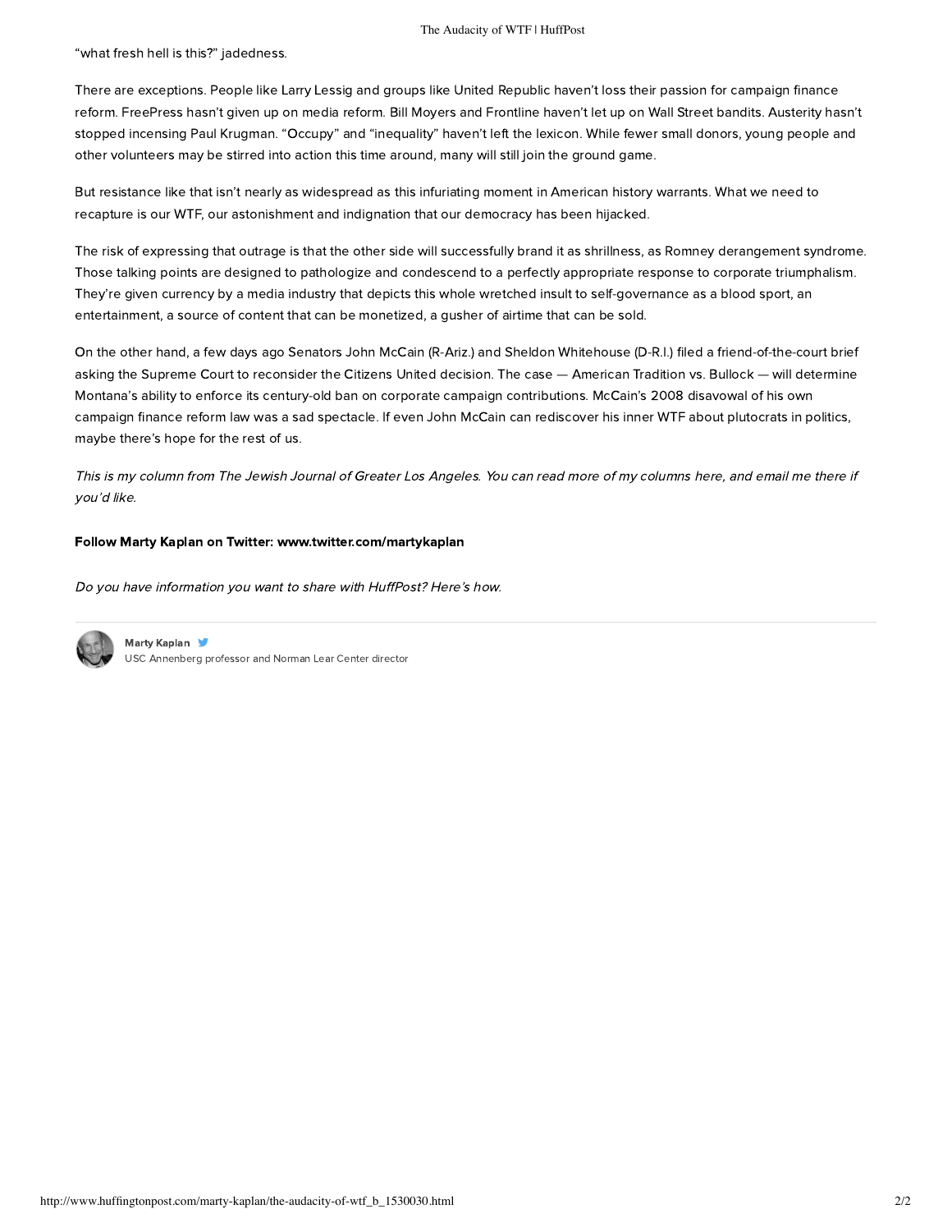"what fresh hell is this?" jadedness.

There are exceptions. People like Larry Lessig and groups like United Republic haven't loss their passion for campaign finance reform. FreePress hasn't given up on media reform. Bill Moyers and Frontline haven't let up on Wall Street bandits. Austerity hasn't stopped incensing Paul Krugman. "Occupy" and "inequality" haven't left the lexicon. While fewer small donors, young people and other volunteers may be stirred into action this time around, many will still join the ground game.

But resistance like that isn't nearly as widespread as this infuriating moment in American history warrants. What we need to recapture is our WTF, our astonishment and indignation that our democracy has been hijacked.

The risk of expressing that outrage is that the other side will successfully brand it as shrillness, as Romney derangement syndrome. Those talking points are designed to pathologize and condescend to a perfectly appropriate response to corporate triumphalism. They're given currency by a media industry that depicts this whole wretched insult to self-governance as a blood sport, an entertainment, a source of content that can be monetized, a gusher of airtime that can be sold.

On the other hand, a few days ago Senators John McCain (R-Ariz.) and Sheldon Whitehouse (D-R.I.) filed a friend-of-the-court brief asking the Supreme Court to reconsider the Citizens United decision. The case — American Tradition vs. Bullock — will determine Montana's ability to enforce its century-old ban on corporate campaign contributions. McCain's 2008 disavowal of his own campaign finance reform law was a sad spectacle. If even John McCain can rediscover his inner WTF about plutocrats in politics, maybe there's hope for the rest of us.

*This is my column from The Jewish Journal of Greater Los Angeles. You can read more of my columns here, and email me there if you'd like.*

**Follow Marty Kaplan on Twitter: www.twitter.com/martykaplan**

*Do you have information you want to share with HuffPost? Here's how.*

---

Marty Kaplan
USC Annenberg professor and Norman Lear Center director